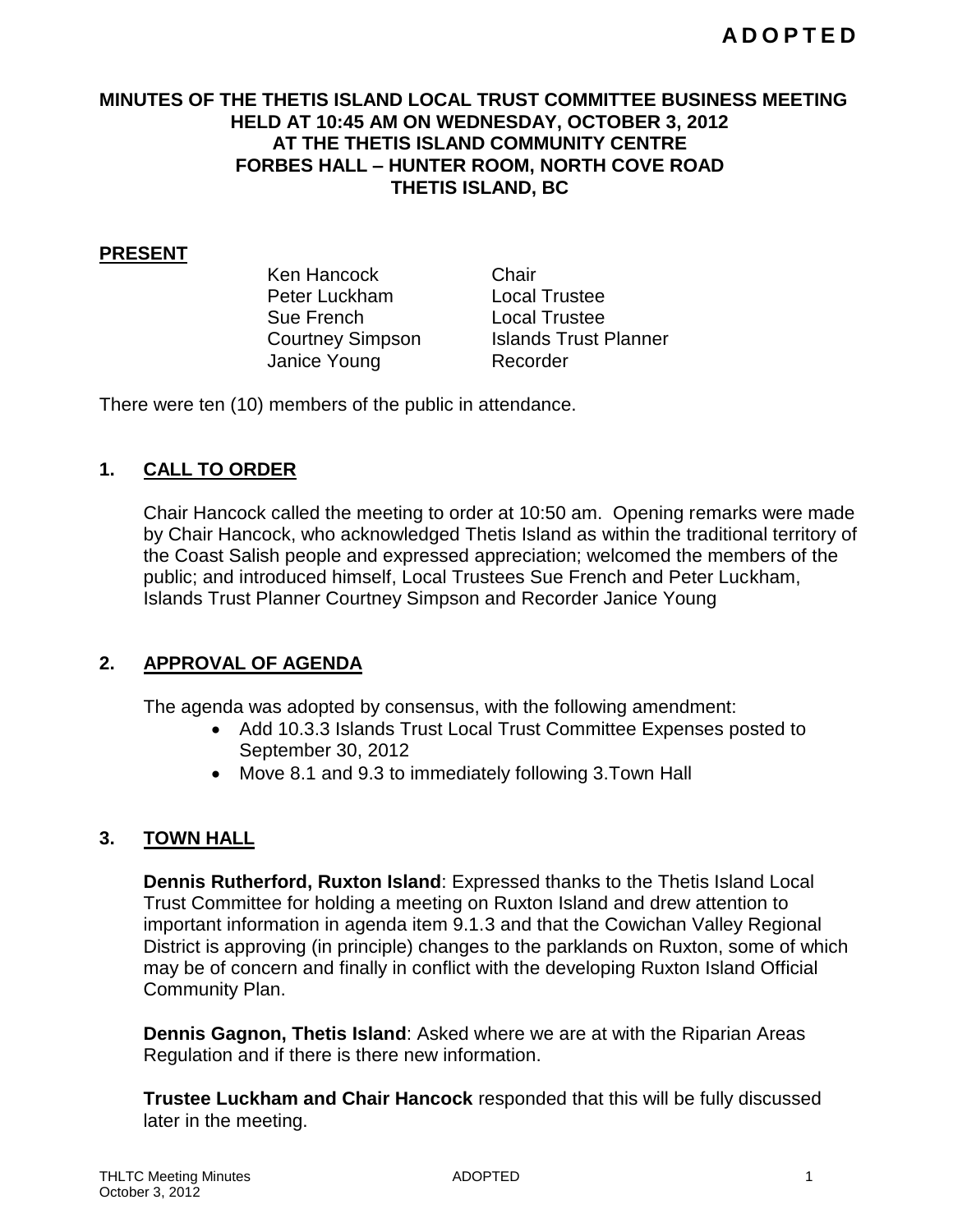**A D O P T E D**

# MINUTES OF THE THETIS ISLAND LOCAL TRUST COMMITTEE BUSINESS MEETING HELD AT 10:45 AM ON WEDNESDAY, OCTOBER 3, 2012 AT THE THETIS ISLAND COMMUNITY CENTRE FORBES HALL – HUNTER ROOM, NORTH COVE ROAD THETIS ISLAND, BC

## PRESENT

| | |
|---|---|
| Ken Hancock | Chair |
| Peter Luckham | Local Trustee |
| Sue French | Local Trustee |
| Courtney Simpson | Islands Trust Planner |
| Janice Young | Recorder |

There were ten (10) members of the public in attendance.

## 1. CALL TO ORDER

Chair Hancock called the meeting to order at 10:50 am. Opening remarks were made by Chair Hancock, who acknowledged Thetis Island as within the traditional territory of the Coast Salish people and expressed appreciation; welcomed the members of the public; and introduced himself, Local Trustees Sue French and Peter Luckham, Islands Trust Planner Courtney Simpson and Recorder Janice Young

## 2. APPROVAL OF AGENDA

The agenda was adopted by consensus, with the following amendment:

- Add 10.3.3 Islands Trust Local Trust Committee Expenses posted to September 30, 2012
- Move 8.1 and 9.3 to immediately following 3.Town Hall

## 3. TOWN HALL

**Dennis Rutherford, Ruxton Island**: Expressed thanks to the Thetis Island Local Trust Committee for holding a meeting on Ruxton Island and drew attention to important information in agenda item 9.1.3 and that the Cowichan Valley Regional District is approving (in principle) changes to the parklands on Ruxton, some of which may be of concern and finally in conflict with the developing Ruxton Island Official Community Plan.

**Dennis Gagnon, Thetis Island**: Asked where we are at with the Riparian Areas Regulation and if there is there new information.

**Trustee Luckham and Chair Hancock** responded that this will be fully discussed later in the meeting.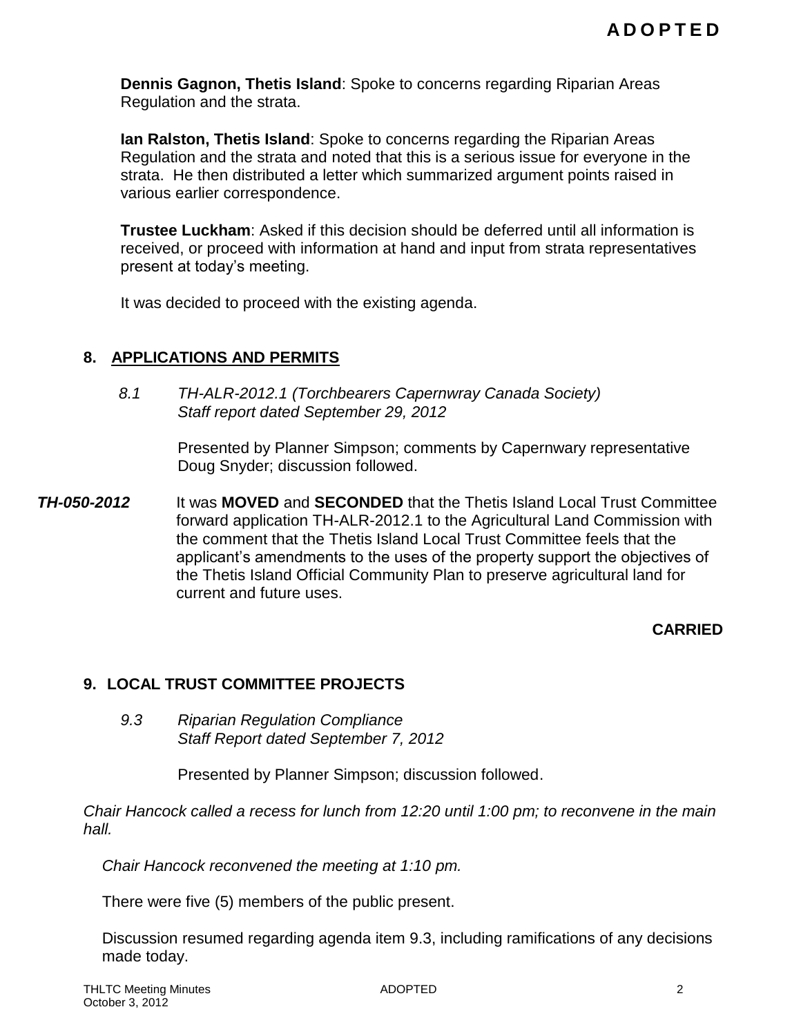**Dennis Gagnon, Thetis Island**: Spoke to concerns regarding Riparian Areas Regulation and the strata.

**Ian Ralston, Thetis Island**: Spoke to concerns regarding the Riparian Areas Regulation and the strata and noted that this is a serious issue for everyone in the strata. He then distributed a letter which summarized argument points raised in various earlier correspondence.

**Trustee Luckham**: Asked if this decision should be deferred until all information is received, or proceed with information at hand and input from strata representatives present at today's meeting.

It was decided to proceed with the existing agenda.

## 8. APPLICATIONS AND PERMITS

*8.1 TH-ALR-2012.1 (Torchbearers Capernwray Canada Society)*
*Staff report dated September 29, 2012*

Presented by Planner Simpson; comments by Capernwary representative Doug Snyder; discussion followed.

***TH-050-2012*** It was **MOVED** and **SECONDED** that the Thetis Island Local Trust Committee forward application TH-ALR-2012.1 to the Agricultural Land Commission with the comment that the Thetis Island Local Trust Committee feels that the applicant's amendments to the uses of the property support the objectives of the Thetis Island Official Community Plan to preserve agricultural land for current and future uses.

**CARRIED**

## 9. LOCAL TRUST COMMITTEE PROJECTS

*9.3 Riparian Regulation Compliance*
*Staff Report dated September 7, 2012*

Presented by Planner Simpson; discussion followed.

*Chair Hancock called a recess for lunch from 12:20 until 1:00 pm; to reconvene in the main hall.*

*Chair Hancock reconvened the meeting at 1:10 pm.*

There were five (5) members of the public present.

Discussion resumed regarding agenda item 9.3, including ramifications of any decisions made today.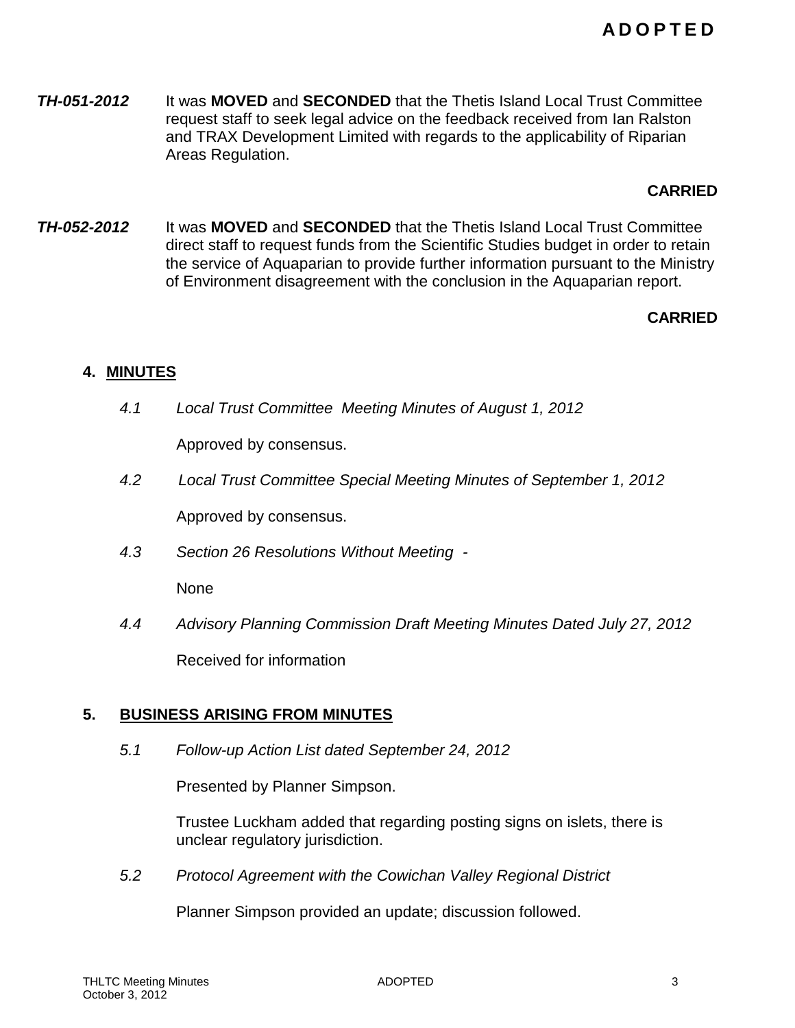**TH-051-2012** It was **MOVED** and **SECONDED** that the Thetis Island Local Trust Committee request staff to seek legal advice on the feedback received from Ian Ralston and TRAX Development Limited with regards to the applicability of Riparian Areas Regulation.

**CARRIED**

**TH-052-2012** It was **MOVED** and **SECONDED** that the Thetis Island Local Trust Committee direct staff to request funds from the Scientific Studies budget in order to retain the service of Aquaparian to provide further information pursuant to the Ministry of Environment disagreement with the conclusion in the Aquaparian report.

**CARRIED**

## 4. MINUTES

*4.1 Local Trust Committee Meeting Minutes of August 1, 2012*

Approved by consensus.

*4.2 Local Trust Committee Special Meeting Minutes of September 1, 2012*

Approved by consensus.

*4.3 Section 26 Resolutions Without Meeting -*

None

*4.4 Advisory Planning Commission Draft Meeting Minutes Dated July 27, 2012*

Received for information

## 5. BUSINESS ARISING FROM MINUTES

*5.1 Follow-up Action List dated September 24, 2012*

Presented by Planner Simpson.

Trustee Luckham added that regarding posting signs on islets, there is unclear regulatory jurisdiction.

*5.2 Protocol Agreement with the Cowichan Valley Regional District*

Planner Simpson provided an update; discussion followed.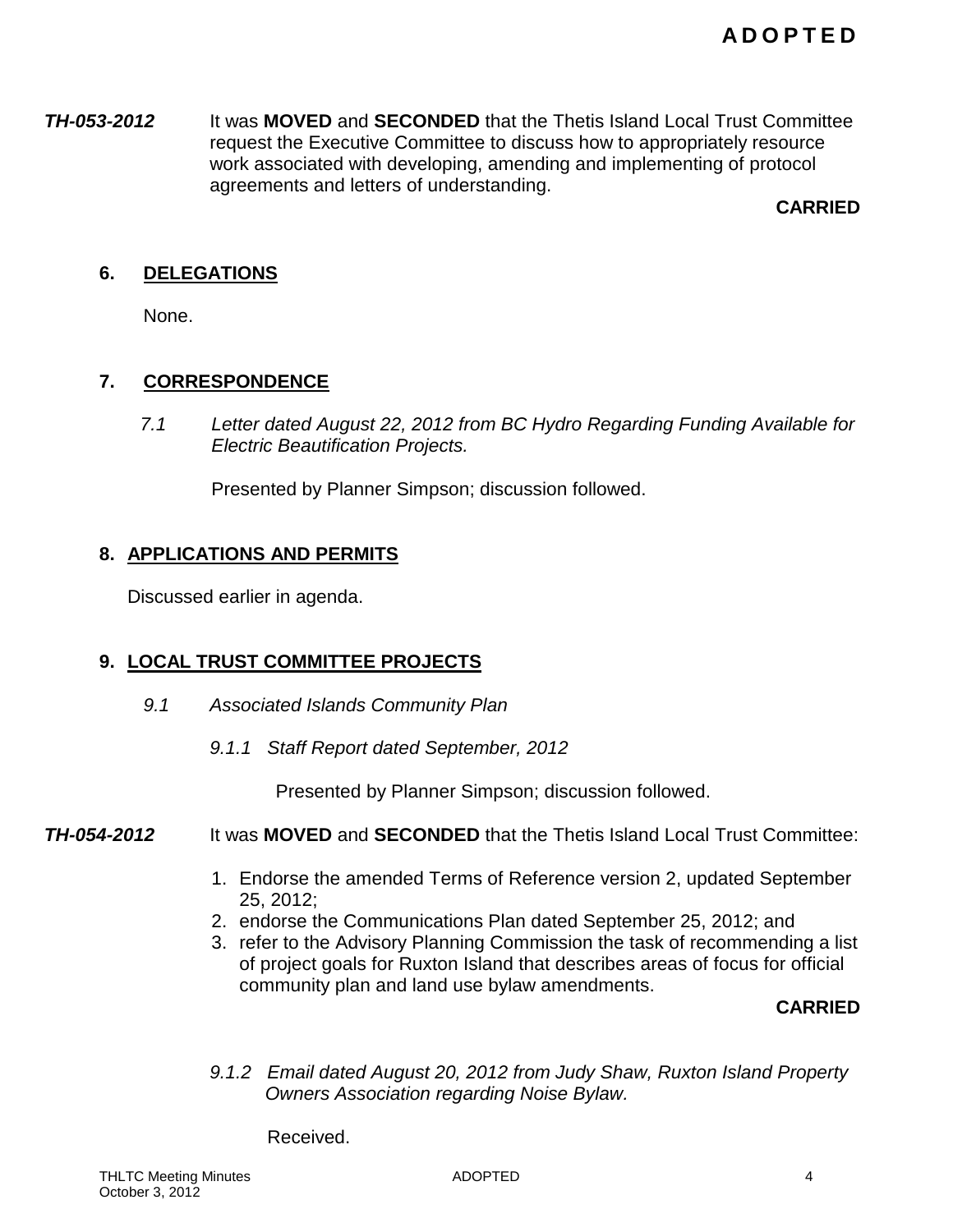**ADOPTED**

***TH-053-2012*** It was **MOVED** and **SECONDED** that the Thetis Island Local Trust Committee request the Executive Committee to discuss how to appropriately resource work associated with developing, amending and implementing of protocol agreements and letters of understanding.

**CARRIED**

## 6. DELEGATIONS

None.

## 7. CORRESPONDENCE

*7.1 Letter dated August 22, 2012 from BC Hydro Regarding Funding Available for Electric Beautification Projects.*

Presented by Planner Simpson; discussion followed.

## 8. APPLICATIONS AND PERMITS

Discussed earlier in agenda.

## 9. LOCAL TRUST COMMITTEE PROJECTS

*9.1 Associated Islands Community Plan*

*9.1.1 Staff Report dated September, 2012*

Presented by Planner Simpson; discussion followed.

***TH-054-2012*** It was **MOVED** and **SECONDED** that the Thetis Island Local Trust Committee:

1. Endorse the amended Terms of Reference version 2, updated September 25, 2012;
2. endorse the Communications Plan dated September 25, 2012; and
3. refer to the Advisory Planning Commission the task of recommending a list of project goals for Ruxton Island that describes areas of focus for official community plan and land use bylaw amendments.

**CARRIED**

*9.1.2 Email dated August 20, 2012 from Judy Shaw, Ruxton Island Property Owners Association regarding Noise Bylaw.*

Received.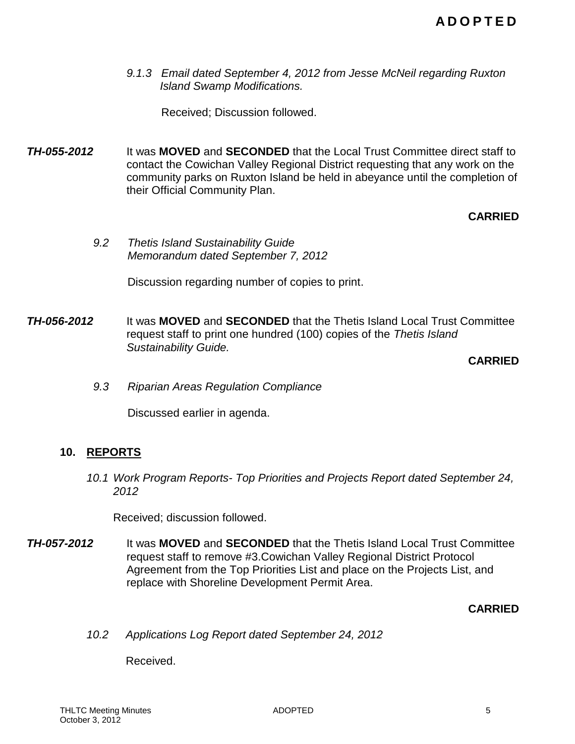*9.1.3 Email dated September 4, 2012 from Jesse McNeil regarding Ruxton Island Swamp Modifications.*

Received; Discussion followed.

***TH-055-2012*** It was **MOVED** and **SECONDED** that the Local Trust Committee direct staff to contact the Cowichan Valley Regional District requesting that any work on the community parks on Ruxton Island be held in abeyance until the completion of their Official Community Plan.

**CARRIED**

*9.2 Thetis Island Sustainability Guide*
*Memorandum dated September 7, 2012*

Discussion regarding number of copies to print.

***TH-056-2012*** It was **MOVED** and **SECONDED** that the Thetis Island Local Trust Committee request staff to print one hundred (100) copies of the *Thetis Island Sustainability Guide.*

**CARRIED**

*9.3 Riparian Areas Regulation Compliance*

Discussed earlier in agenda.

## 10. REPORTS

*10.1 Work Program Reports- Top Priorities and Projects Report dated September 24, 2012*

Received; discussion followed.

***TH-057-2012*** It was **MOVED** and **SECONDED** that the Thetis Island Local Trust Committee request staff to remove #3.Cowichan Valley Regional District Protocol Agreement from the Top Priorities List and place on the Projects List, and replace with Shoreline Development Permit Area.

**CARRIED**

*10.2 Applications Log Report dated September 24, 2012*

Received.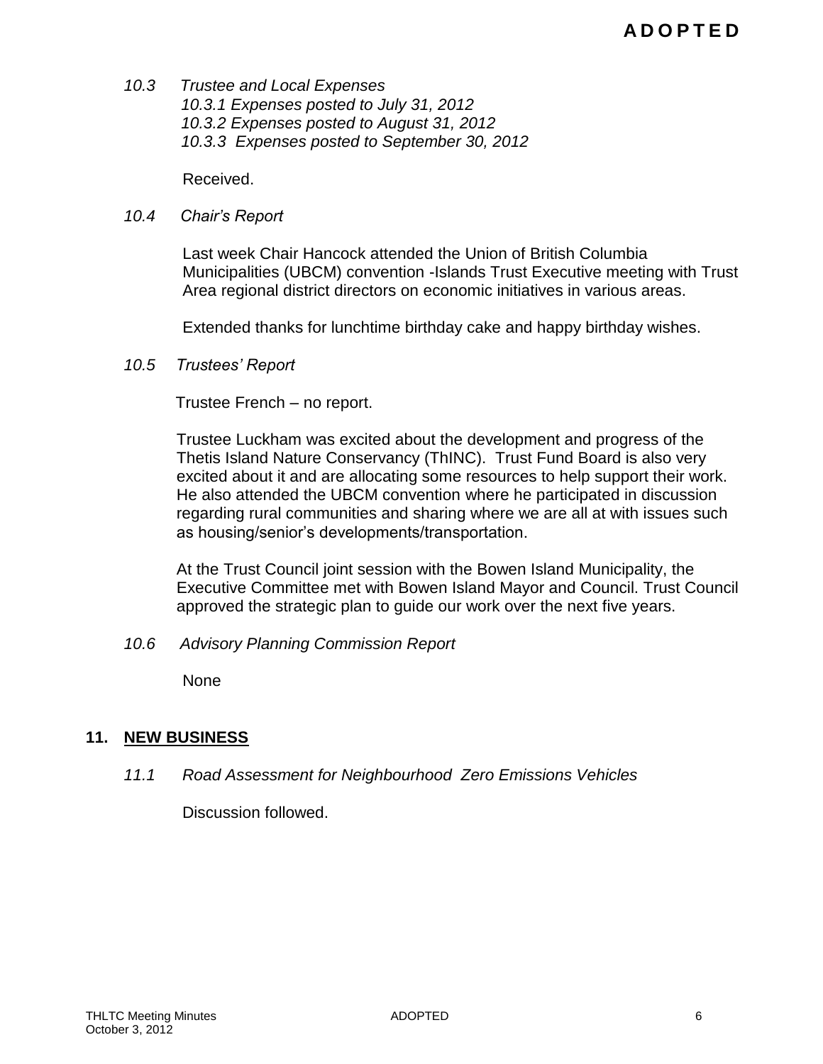*10.3 Trustee and Local Expenses*
*10.3.1 Expenses posted to July 31, 2012*
*10.3.2 Expenses posted to August 31, 2012*
*10.3.3 Expenses posted to September 30, 2012*

Received.

*10.4 Chair's Report*

Last week Chair Hancock attended the Union of British Columbia Municipalities (UBCM) convention -Islands Trust Executive meeting with Trust Area regional district directors on economic initiatives in various areas.

Extended thanks for lunchtime birthday cake and happy birthday wishes.

*10.5 Trustees' Report*

Trustee French – no report.

Trustee Luckham was excited about the development and progress of the Thetis Island Nature Conservancy (ThINC). Trust Fund Board is also very excited about it and are allocating some resources to help support their work. He also attended the UBCM convention where he participated in discussion regarding rural communities and sharing where we are all at with issues such as housing/senior's developments/transportation.

At the Trust Council joint session with the Bowen Island Municipality, the Executive Committee met with Bowen Island Mayor and Council. Trust Council approved the strategic plan to guide our work over the next five years.

*10.6 Advisory Planning Commission Report*

None

## 11. NEW BUSINESS

*11.1 Road Assessment for Neighbourhood Zero Emissions Vehicles*

Discussion followed.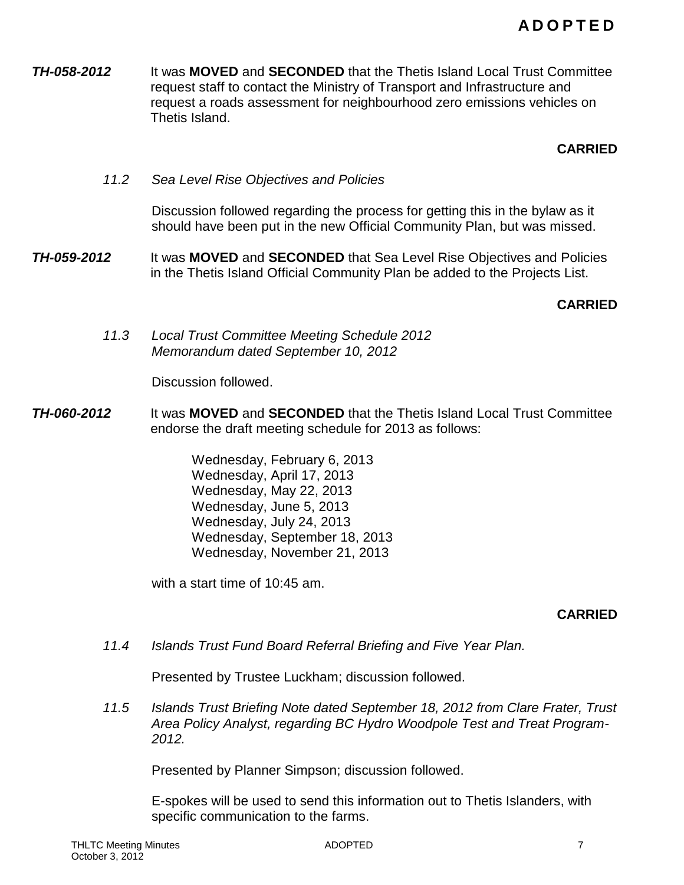**A D O P T E D**

***TH-058-2012*** It was **MOVED** and **SECONDED** that the Thetis Island Local Trust Committee request staff to contact the Ministry of Transport and Infrastructure and request a roads assessment for neighbourhood zero emissions vehicles on Thetis Island.

**CARRIED**

*11.2 Sea Level Rise Objectives and Policies*

Discussion followed regarding the process for getting this in the bylaw as it should have been put in the new Official Community Plan, but was missed.

***TH-059-2012*** It was **MOVED** and **SECONDED** that Sea Level Rise Objectives and Policies in the Thetis Island Official Community Plan be added to the Projects List.

**CARRIED**

*11.3 Local Trust Committee Meeting Schedule 2012*
*Memorandum dated September 10, 2012*

Discussion followed.

***TH-060-2012*** It was **MOVED** and **SECONDED** that the Thetis Island Local Trust Committee endorse the draft meeting schedule for 2013 as follows:

Wednesday, February 6, 2013
Wednesday, April 17, 2013
Wednesday, May 22, 2013
Wednesday, June 5, 2013
Wednesday, July 24, 2013
Wednesday, September 18, 2013
Wednesday, November 21, 2013

with a start time of 10:45 am.

**CARRIED**

*11.4 Islands Trust Fund Board Referral Briefing and Five Year Plan.*

Presented by Trustee Luckham; discussion followed.

*11.5 Islands Trust Briefing Note dated September 18, 2012 from Clare Frater, Trust Area Policy Analyst, regarding BC Hydro Woodpole Test and Treat Program-2012.*

Presented by Planner Simpson; discussion followed.

E-spokes will be used to send this information out to Thetis Islanders, with specific communication to the farms.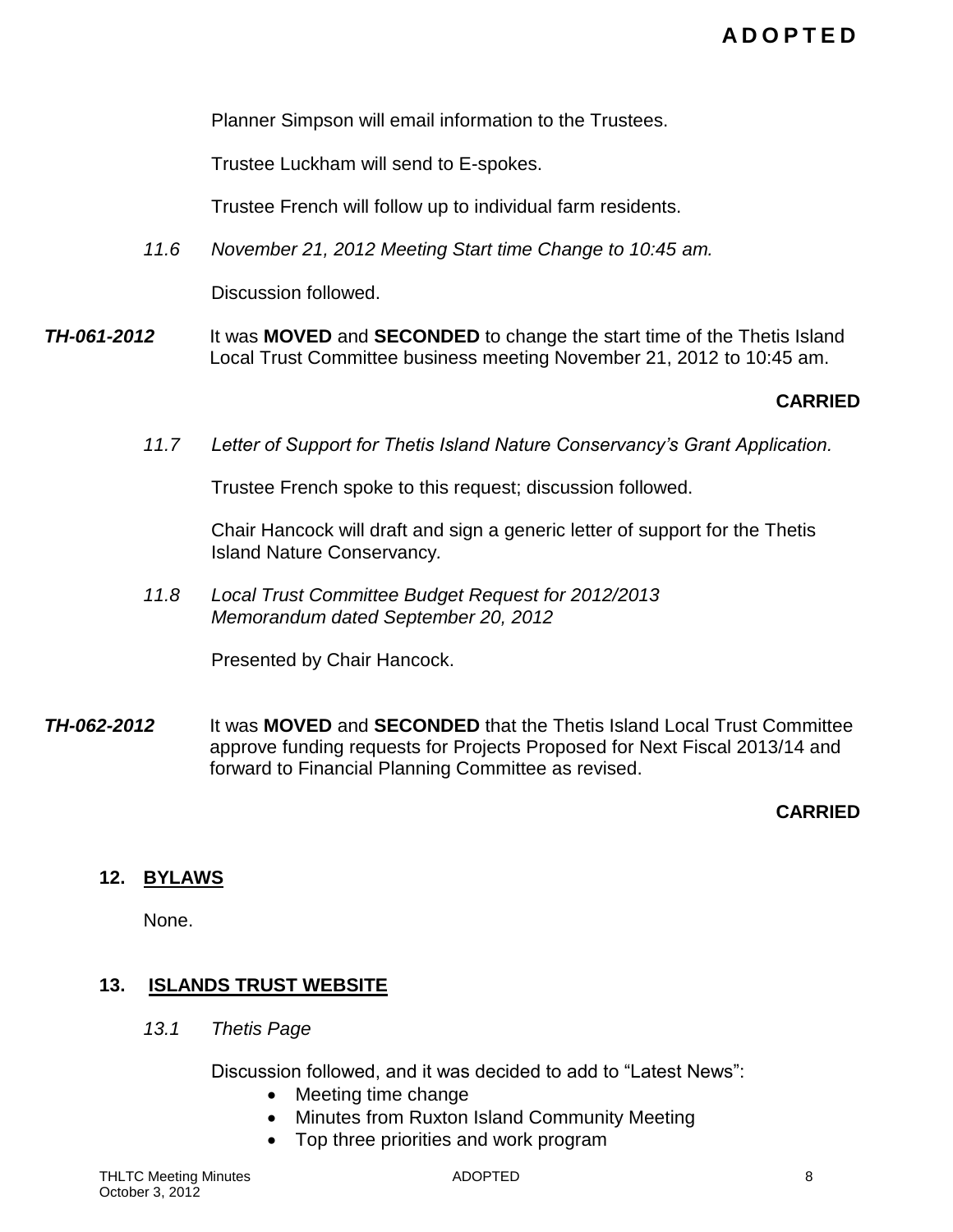**ADOPTED**

Planner Simpson will email information to the Trustees.

Trustee Luckham will send to E-spokes.

Trustee French will follow up to individual farm residents.

*11.6 November 21, 2012 Meeting Start time Change to 10:45 am.*

Discussion followed.

***TH-061-2012*** It was **MOVED** and **SECONDED** to change the start time of the Thetis Island Local Trust Committee business meeting November 21, 2012 to 10:45 am.

**CARRIED**

*11.7 Letter of Support for Thetis Island Nature Conservancy's Grant Application.*

Trustee French spoke to this request; discussion followed.

Chair Hancock will draft and sign a generic letter of support for the Thetis Island Nature Conservancy.

*11.8 Local Trust Committee Budget Request for 2012/2013*
*Memorandum dated September 20, 2012*

Presented by Chair Hancock.

***TH-062-2012*** It was **MOVED** and **SECONDED** that the Thetis Island Local Trust Committee approve funding requests for Projects Proposed for Next Fiscal 2013/14 and forward to Financial Planning Committee as revised.

**CARRIED**

## 12. BYLAWS

None.

## 13. ISLANDS TRUST WEBSITE

*13.1 Thetis Page*

Discussion followed, and it was decided to add to "Latest News":

- Meeting time change
- Minutes from Ruxton Island Community Meeting
- Top three priorities and work program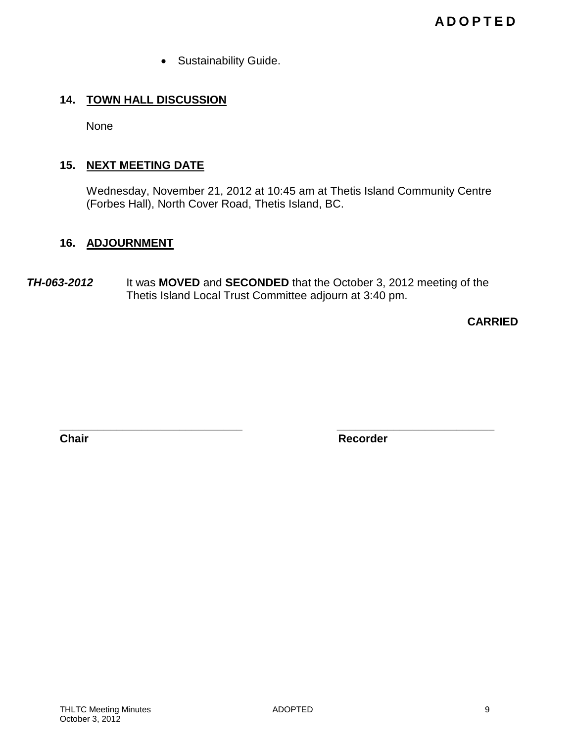- Sustainability Guide.

## 14. TOWN HALL DISCUSSION

None

## 15. NEXT MEETING DATE

Wednesday, November 21, 2012 at 10:45 am at Thetis Island Community Centre (Forbes Hall), North Cover Road, Thetis Island, BC.

## 16. ADJOURNMENT

***TH-063-2012*** It was **MOVED** and **SECONDED** that the October 3, 2012 meeting of the Thetis Island Local Trust Committee adjourn at 3:40 pm.

**CARRIED**

______________________________ ______________________________

**Chair** **Recorder**